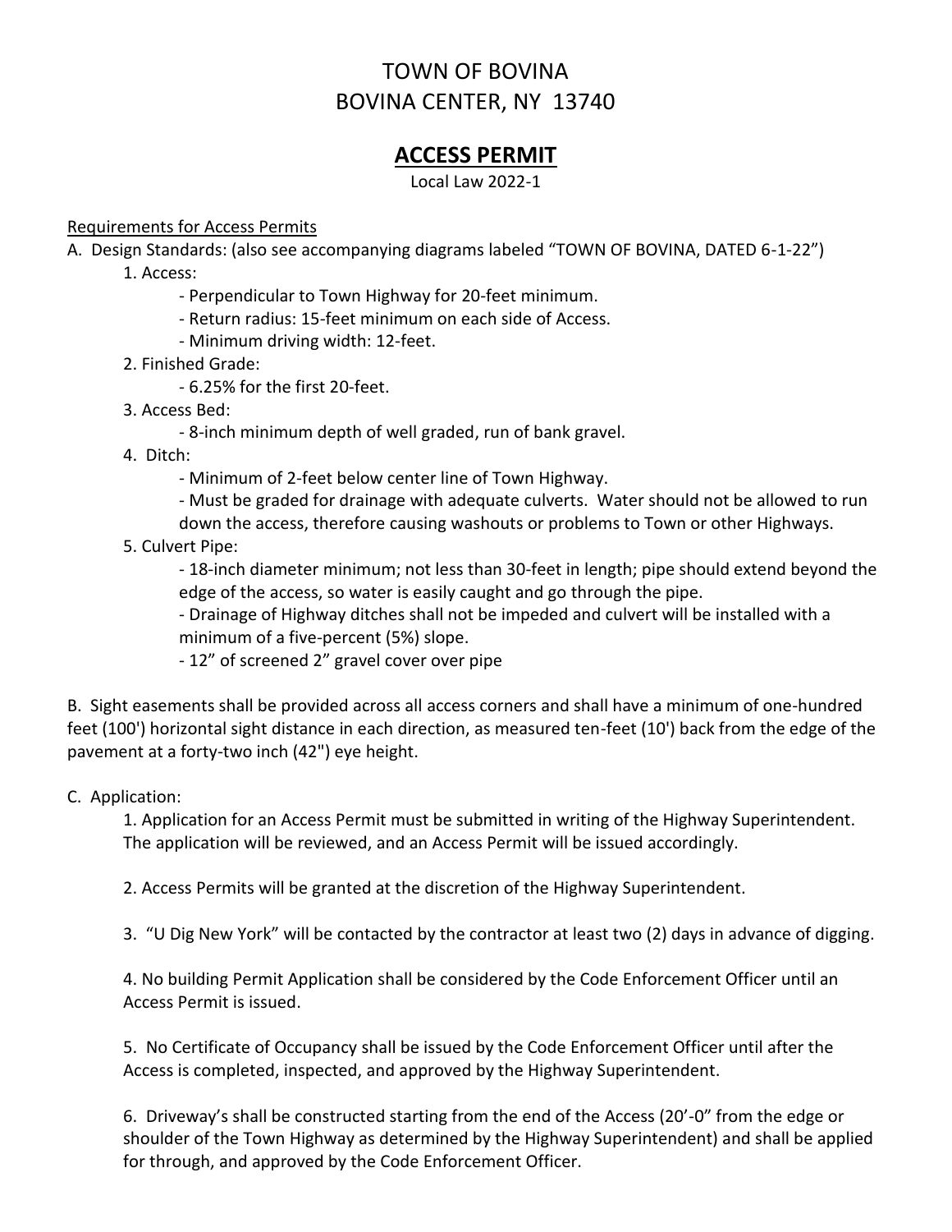# TOWN OF BOVINA
# BOVINA CENTER, NY 13740

## ACCESS PERMIT

Local Law 2022-1

Requirements for Access Permits

A. Design Standards: (also see accompanying diagrams labeled "TOWN OF BOVINA, DATED 6-1-22")

1. Access:
   - Perpendicular to Town Highway for 20-feet minimum.
   - Return radius: 15-feet minimum on each side of Access.
   - Minimum driving width: 12-feet.
2. Finished Grade:
   - 6.25% for the first 20-feet.
3. Access Bed:
   - 8-inch minimum depth of well graded, run of bank gravel.
4. Ditch:
   - Minimum of 2-feet below center line of Town Highway.
   - Must be graded for drainage with adequate culverts. Water should not be allowed to run down the access, therefore causing washouts or problems to Town or other Highways.
5. Culvert Pipe:
   - 18-inch diameter minimum; not less than 30-feet in length; pipe should extend beyond the edge of the access, so water is easily caught and go through the pipe.
   - Drainage of Highway ditches shall not be impeded and culvert will be installed with a minimum of a five-percent (5%) slope.
   - 12" of screened 2" gravel cover over pipe

B. Sight easements shall be provided across all access corners and shall have a minimum of one-hundred feet (100') horizontal sight distance in each direction, as measured ten-feet (10') back from the edge of the pavement at a forty-two inch (42") eye height.

C. Application:

1. Application for an Access Permit must be submitted in writing of the Highway Superintendent. The application will be reviewed, and an Access Permit will be issued accordingly.

2. Access Permits will be granted at the discretion of the Highway Superintendent.

3. "U Dig New York" will be contacted by the contractor at least two (2) days in advance of digging.

4. No building Permit Application shall be considered by the Code Enforcement Officer until an Access Permit is issued.

5. No Certificate of Occupancy shall be issued by the Code Enforcement Officer until after the Access is completed, inspected, and approved by the Highway Superintendent.

6. Driveway's shall be constructed starting from the end of the Access (20'-0" from the edge or shoulder of the Town Highway as determined by the Highway Superintendent) and shall be applied for through, and approved by the Code Enforcement Officer.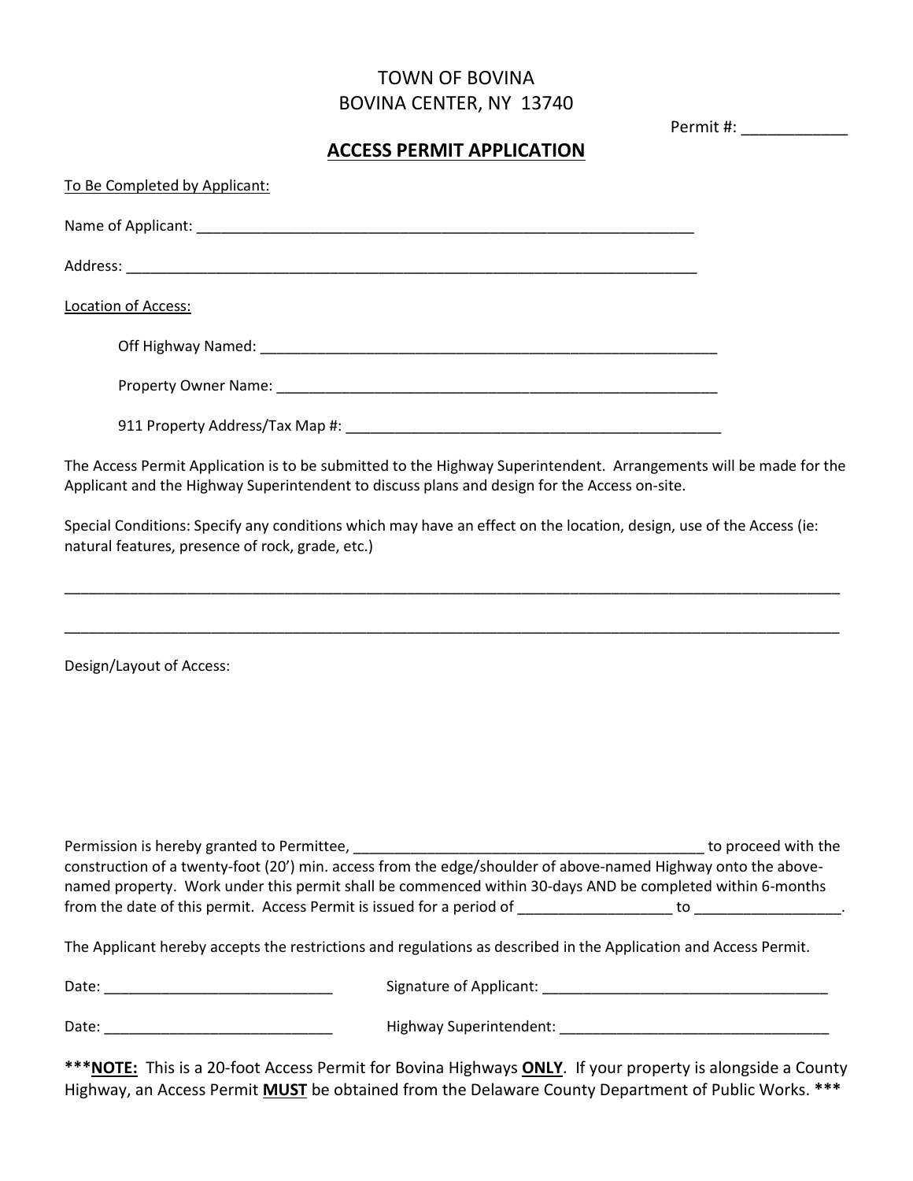TOWN OF BOVINA
BOVINA CENTER, NY 13740

Permit #: ___________

## ACCESS PERMIT APPLICATION

To Be Completed by Applicant:

Name of Applicant: ______________________________________________________________

Address: _______________________________________________________________________

Location of Access:

Off Highway Named: ________________________________________________________

Property Owner Name: ______________________________________________________

911 Property Address/Tax Map #: _______________________________________________

The Access Permit Application is to be submitted to the Highway Superintendent. Arrangements will be made for the Applicant and the Highway Superintendent to discuss plans and design for the Access on-site.

Special Conditions: Specify any conditions which may have an effect on the location, design, use of the Access (ie: natural features, presence of rock, grade, etc.)

_____________________________________________________________________________________________

_____________________________________________________________________________________________

Design/Layout of Access:

Permission is hereby granted to Permittee, _____________________________________________ to proceed with the construction of a twenty-foot (20') min. access from the edge/shoulder of above-named Highway onto the above-named property. Work under this permit shall be commenced within 30-days AND be completed within 6-months from the date of this permit. Access Permit is issued for a period of ___________________ to _________________.

The Applicant hereby accepts the restrictions and regulations as described in the Application and Access Permit.

Date: ____________________________ Signature of Applicant: ___________________________________

Date: ____________________________ Highway Superintendent: _________________________________

***__NOTE:__ This is a 20-foot Access Permit for Bovina Highways __ONLY__. If your property is alongside a County Highway, an Access Permit __MUST__ be obtained from the Delaware County Department of Public Works. ***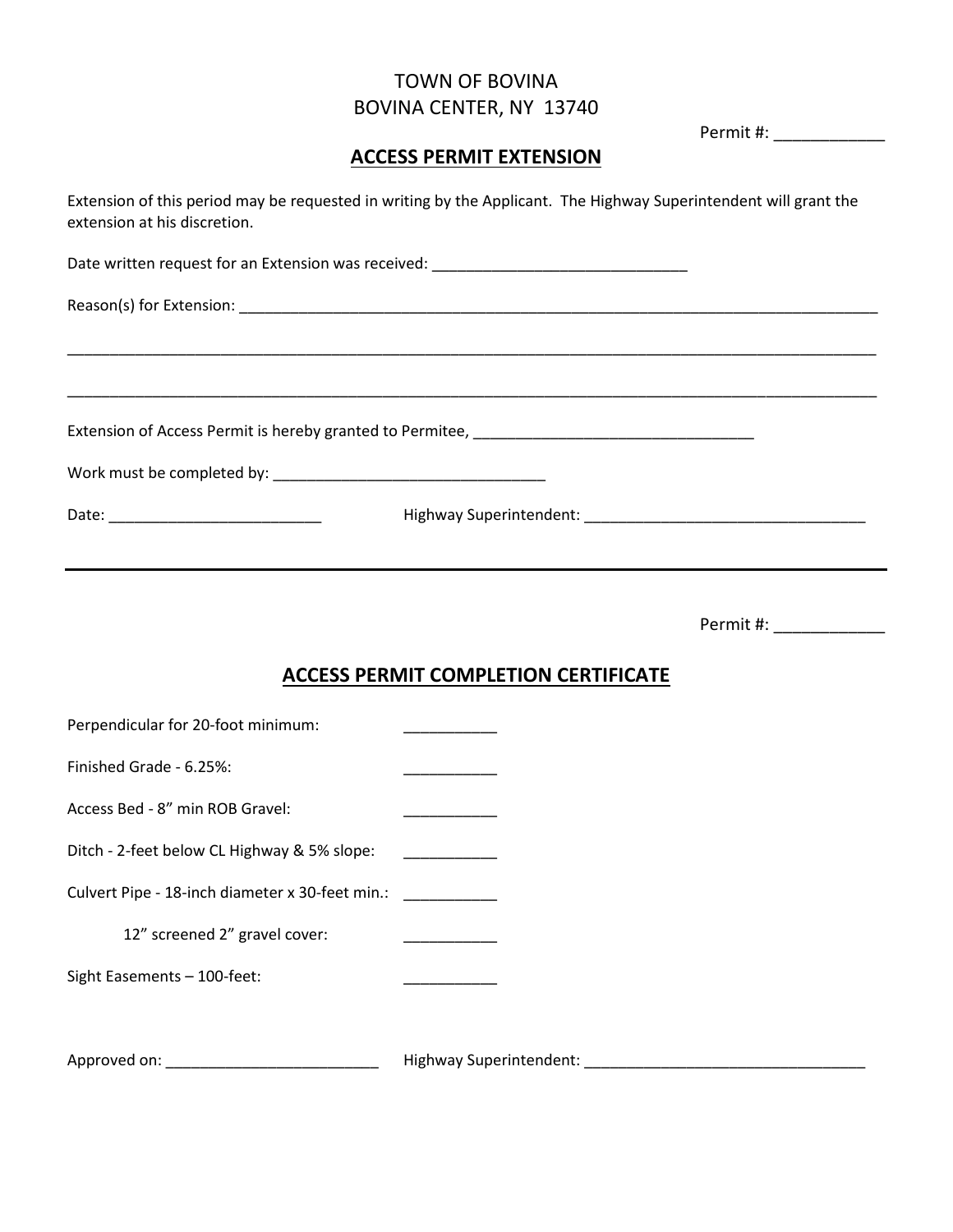TOWN OF BOVINA
BOVINA CENTER, NY 13740

Permit #: ____________

## ACCESS PERMIT EXTENSION

Extension of this period may be requested in writing by the Applicant. The Highway Superintendent will grant the extension at his discretion.

Date written request for an Extension was received: ______________________________

Reason(s) for Extension: ________________________________________________________________________________

____________________________________________________________________________________________________

____________________________________________________________________________________________________

Extension of Access Permit is hereby granted to Permitee, _________________________________

Work must be completed by: ________________________________

Date: _________________________ Highway Superintendent: _________________________________

---

Permit #: ____________

## ACCESS PERMIT COMPLETION CERTIFICATE

Perpendicular for 20-foot minimum: ___________

Finished Grade - 6.25%: ___________

Access Bed - 8” min ROB Gravel: ___________

Ditch - 2-feet below CL Highway & 5% slope: ___________

Culvert Pipe - 18-inch diameter x 30-feet min.: ___________

12” screened 2” gravel cover: ___________

Sight Easements – 100-feet: ___________

Approved on: _________________________ Highway Superintendent: _________________________________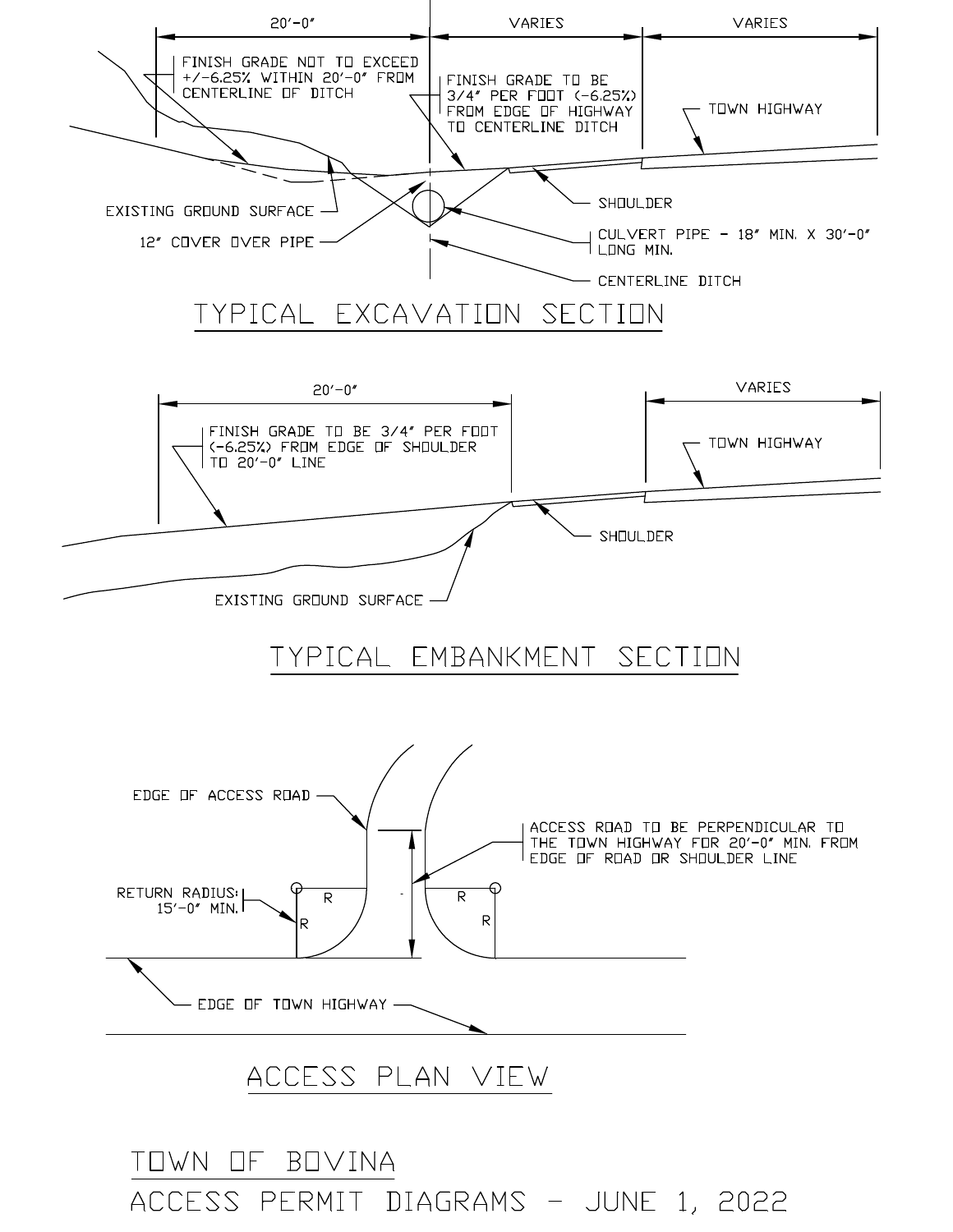20'-0"

VARIES

VARIES

FINISH GRADE NOT TO EXCEED +/-6.25% WITHIN 20'-0" FROM CENTERLINE OF DITCH

FINISH GRADE TO BE 3/4" PER FOOT (-6.25%) FROM EDGE OF HIGHWAY TO CENTERLINE DITCH

TOWN HIGHWAY

SHOULDER

EXISTING GROUND SURFACE

12" COVER OVER PIPE

CULVERT PIPE - 18" MIN. X 30'-0" LONG MIN.

CENTERLINE DITCH

## TYPICAL EXCAVATION SECTION

20'-0"

VARIES

FINISH GRADE TO BE 3/4" PER FOOT (-6.25%) FROM EDGE OF SHOULDER TO 20'-0" LINE

TOWN HIGHWAY

SHOULDER

EXISTING GROUND SURFACE

## TYPICAL EMBANKMENT SECTION

EDGE OF ACCESS ROAD

ACCESS ROAD TO BE PERPENDICULAR TO THE TOWN HIGHWAY FOR 20'-0" MIN. FROM EDGE OF ROAD OR SHOULDER LINE

RETURN RADIUS: 15'-0" MIN.

R

R

R

R

EDGE OF TOWN HIGHWAY

## ACCESS PLAN VIEW

TOWN OF BOVINA

ACCESS PERMIT DIAGRAMS - JUNE 1, 2022